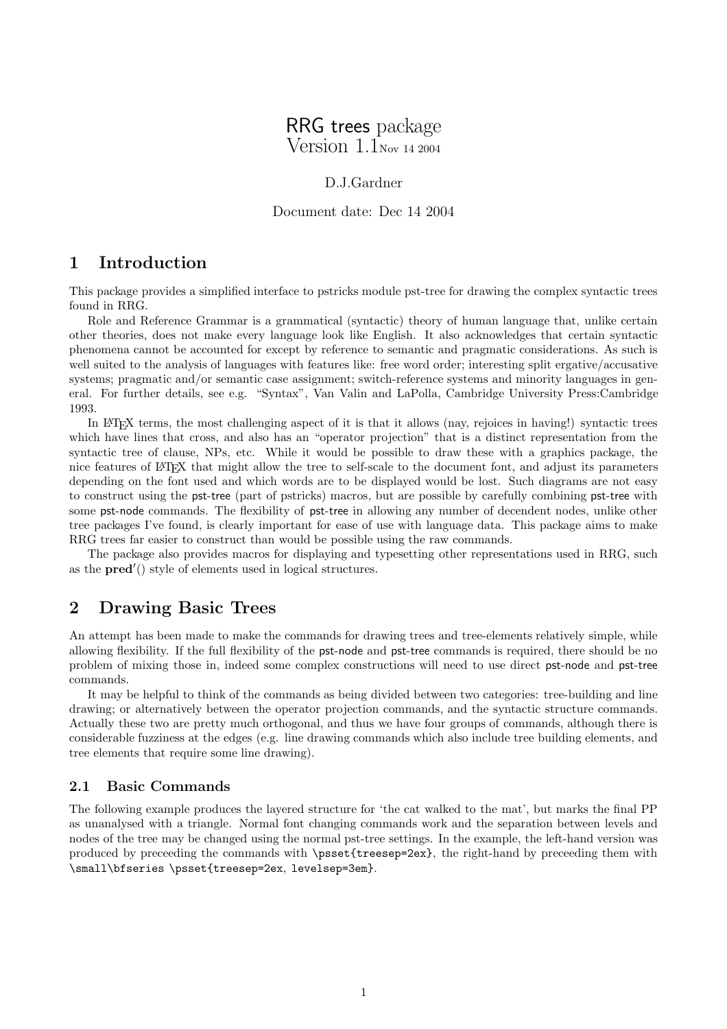# RRG trees package
Version 1.1<sub>Nov 14 2004</sub>

D.J.Gardner

Document date: Dec 14 2004

## 1 Introduction

This package provides a simplified interface to pstricks module pst-tree for drawing the complex syntactic trees found in RRG.

Role and Reference Grammar is a grammatical (syntactic) theory of human language that, unlike certain other theories, does not make every language look like English. It also acknowledges that certain syntactic phenomena cannot be accounted for except by reference to semantic and pragmatic considerations. As such is well suited to the analysis of languages with features like: free word order; interesting split ergative/accusative systems; pragmatic and/or semantic case assignment; switch-reference systems and minority languages in general. For further details, see e.g. "Syntax", Van Valin and LaPolla, Cambridge University Press:Cambridge 1993.

In LaTeX terms, the most challenging aspect of it is that it allows (nay, rejoices in having!) syntactic trees which have lines that cross, and also has an "operator projection" that is a distinct representation from the syntactic tree of clause, NPs, etc. While it would be possible to draw these with a graphics package, the nice features of LaTeX that might allow the tree to self-scale to the document font, and adjust its parameters depending on the font used and which words are to be displayed would be lost. Such diagrams are not easy to construct using the pst-tree (part of pstricks) macros, but are possible by carefully combining pst-tree with some pst-node commands. The flexibility of pst-tree in allowing any number of decendent nodes, unlike other tree packages I've found, is clearly important for ease of use with language data. This package aims to make RRG trees far easier to construct than would be possible using the raw commands.

The package also provides macros for displaying and typesetting other representations used in RRG, such as the **pred**′() style of elements used in logical structures.

## 2 Drawing Basic Trees

An attempt has been made to make the commands for drawing trees and tree-elements relatively simple, while allowing flexibility. If the full flexibility of the pst-node and pst-tree commands is required, there should be no problem of mixing those in, indeed some complex constructions will need to use direct pst-node and pst-tree commands.

It may be helpful to think of the commands as being divided between two categories: tree-building and line drawing; or alternatively between the operator projection commands, and the syntactic structure commands. Actually these two are pretty much orthogonal, and thus we have four groups of commands, although there is considerable fuzziness at the edges (e.g. line drawing commands which also include tree building elements, and tree elements that require some line drawing).

### 2.1 Basic Commands

The following example produces the layered structure for 'the cat walked to the mat', but marks the final PP as unanalysed with a triangle. Normal font changing commands work and the separation between levels and nodes of the tree may be changed using the normal pst-tree settings. In the example, the left-hand version was produced by preceeding the commands with `\psset{treesep=2ex}`, the right-hand by preceeding them with `\small\bfseries \psset{treesep=2ex, levelsep=3em}`.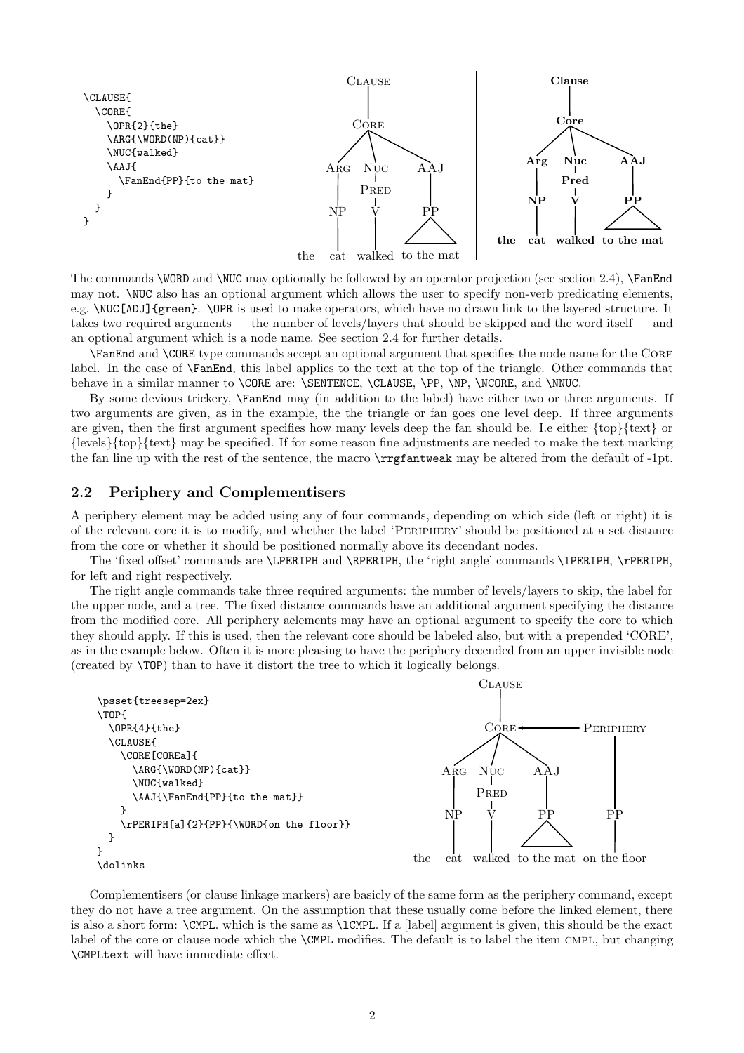```
\CLAUSE{
  \CORE{
    \OPR{2}{the}
    \ARG{\WORD(NP){cat}}
    \NUC{walked}
    \AAJ{
      \FanEnd{PP}{to the mat}
    }
  }
}
```

The commands `\WORD` and `\NUC` may optionally be followed by an operator projection (see section 2.4), `\FanEnd` may not. `\NUC` also has an optional argument which allows the user to specify non-verb predicating elements, e.g. `\NUC[ADJ]{green}`. `\OPR` is used to make operators, which have no drawn link to the layered structure. It takes two required arguments — the number of levels/layers that should be skipped and the word itself — and an optional argument which is a node name. See section 2.4 for further details.

`\FanEnd` and `\CORE` type commands accept an optional argument that specifies the node name for the Core label. In the case of `\FanEnd`, this label applies to the text at the top of the triangle. Other commands that behave in a similar manner to `\CORE` are: `\SENTENCE`, `\CLAUSE`, `\PP`, `\NP`, `\NCORE`, and `\NNUC`.

By some devious trickery, `\FanEnd` may (in addition to the label) have either two or three arguments. If two arguments are given, as in the example, the the triangle or fan goes one level deep. If three arguments are given, then the first argument specifies how many levels deep the fan should be. I.e either {top}{text} or {levels}{top}{text} may be specified. If for some reason fine adjustments are needed to make the text marking the fan line up with the rest of the sentence, the macro `\rrgfantweak` may be altered from the default of -1pt.

## 2.2 Periphery and Complementisers

A periphery element may be added using any of four commands, depending on which side (left or right) it is of the relevant core it is to modify, and whether the label 'Periphery' should be positioned at a set distance from the core or whether it should be positioned normally above its decendant nodes.

The 'fixed offset' commands are `\LPERIPH` and `\RPERIPH`, the 'right angle' commands `\lPERIPH`, `\rPERIPH`, for left and right respectively.

The right angle commands take three required arguments: the number of levels/layers to skip, the label for the upper node, and a tree. The fixed distance commands have an additional argument specifying the distance from the modified core. All periphery aelements may have an optional argument to specify the core to which they should apply. If this is used, then the relevant core should be labeled also, but with a prepended 'CORE', as in the example below. Often it is more pleasing to have the periphery decended from an upper invisible node (created by `\TOP`) than to have it distort the tree to which it logically belongs.

```
\psset{treesep=2ex}
\TOP{
  \OPR{4}{the}
  \CLAUSE{
    \CORE[COREa]{
      \ARG{\WORD(NP){cat}}
      \NUC{walked}
      \AAJ{\FanEnd{PP}{to the mat}}
    }
    \rPERIPH[a]{2}{PP}{\WORD{on the floor}}
  }
}
\dolinks
```

Complementisers (or clause linkage markers) are basicly of the same form as the periphery command, except they do not have a tree argument. On the assumption that these usually come before the linked element, there is also a short form: `\CMPL`. which is the same as `\lCMPL`. If a [label] argument is given, this should be the exact label of the core or clause node which the `\CMPL` modifies. The default is to label the item cmpl, but changing `\CMPLtext` will have immediate effect.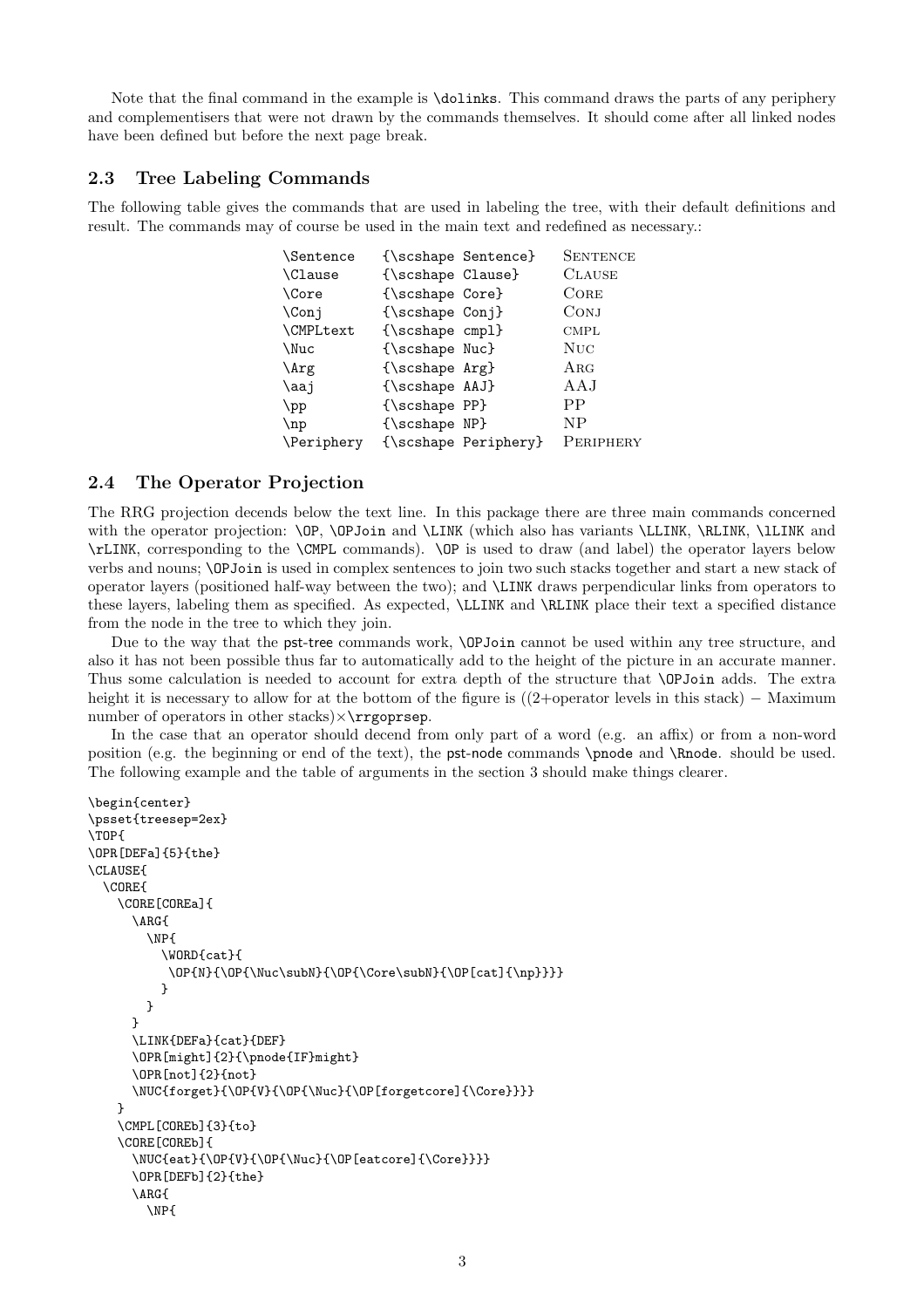Note that the final command in the example is `\dolinks`. This command draws the parts of any periphery and complementisers that were not drawn by the commands themselves. It should come after all linked nodes have been defined but before the next page break.

## 2.3 Tree Labeling Commands

The following table gives the commands that are used in labeling the tree, with their default definitions and result. The commands may of course be used in the main text and redefined as necessary.:

| | | |
|---|---|---|
| `\Sentence` | `{\scshape Sentence}` | SENTENCE |
| `\Clause` | `{\scshape Clause}` | CLAUSE |
| `\Core` | `{\scshape Core}` | CORE |
| `\Conj` | `{\scshape Conj}` | CONJ |
| `\CMPLtext` | `{\scshape cmpl}` | CMPL |
| `\Nuc` | `{\scshape Nuc}` | NUC |
| `\Arg` | `{\scshape Arg}` | ARG |
| `\aaj` | `{\scshape AAJ}` | AAJ |
| `\pp` | `{\scshape PP}` | PP |
| `\np` | `{\scshape NP}` | NP |
| `\Periphery` | `{\scshape Periphery}` | PERIPHERY |

## 2.4 The Operator Projection

The RRG projection decends below the text line. In this package there are three main commands concerned with the operator projection: `\OP`, `\OPJoin` and `\LINK` (which also has variants `\LLINK`, `\RLINK`, `\lLINK` and `\rLINK`, corresponding to the `\CMPL` commands). `\OP` is used to draw (and label) the operator layers below verbs and nouns; `\OPJoin` is used in complex sentences to join two such stacks together and start a new stack of operator layers (positioned half-way between the two); and `\LINK` draws perpendicular links from operators to these layers, labeling them as specified. As expected, `\LLINK` and `\RLINK` place their text a specified distance from the node in the tree to which they join.

Due to the way that the pst-tree commands work, `\OPJoin` cannot be used within any tree structure, and also it has not been possible thus far to automatically add to the height of the picture in an accurate manner. Thus some calculation is needed to account for extra depth of the structure that `\OPJoin` adds. The extra height it is necessary to allow for at the bottom of the figure is ((2+operator levels in this stack) − Maximum number of operators in other stacks)×`\rrgoprsep`.

In the case that an operator should decend from only part of a word (e.g. an affix) or from a non-word position (e.g. the beginning or end of the text), the pst-node commands `\pnode` and `\Rnode`. should be used. The following example and the table of arguments in the section 3 should make things clearer.

```
\begin{center}
\psset{treesep=2ex}
\TOP{
\OPR[DEFa]{5}{the}
\CLAUSE{
  \CORE{
    \CORE[COREa]{
      \ARG{
        \NP{
          \WORD{cat}{
           \OP{N}{\OP{\Nuc\subN}{\OP{\Core\subN}{\OP[cat]{\np}}}}
          }
        }
      }
      \LINK{DEFa}{cat}{DEF}
      \OPR[might]{2}{\pnode{IF}might}
      \OPR[not]{2}{not}
      \NUC{forget}{\OP{V}{\OP{\Nuc}{\OP[forgetcore]{\Core}}}}
    }
    \CMPL[COREb]{3}{to}
    \CORE[COREb]{
      \NUC{eat}{\OP{V}{\OP{\Nuc}{\OP[eatcore]{\Core}}}}
      \OPR[DEFb]{2}{the}
      \ARG{
        \NP{
```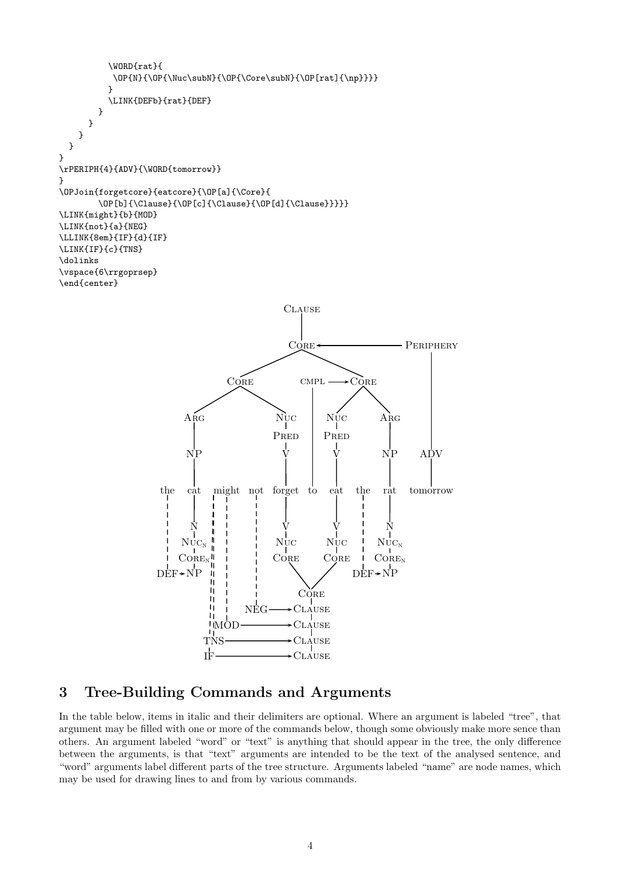```
          \WORD{rat}{
           \OP{N}{\OP{\Nuc\subN}{\OP{\Core\subN}{\OP[rat]{\np}}}}
          }
          \LINK{DEFb}{rat}{DEF}
        }
      }
    }
  }
}
\rPERIPH{4}{ADV}{\WORD{tomorrow}}
}
\OPJoin{forgetcore}{eatcore}{\OP[a]{\Core}{
        \OP[b]{\Clause}{\OP[c]{\Clause}{\OP[d]{\Clause}}}}}
\LINK{might}{b}{MOD}
\LINK{not}{a}{NEG}
\LLINK{8em}{IF}{d}{IF}
\LINK{IF}{c}{TNS}
\dolinks
\vspace{6\rrgoprsep}
\end{center}
```

## 3 Tree-Building Commands and Arguments

In the table below, items in italic and their delimiters are optional. Where an argument is labeled "tree", that argument may be filled with one or more of the commands below, though some obviously make more sence than others. An argument labeled "word" or "text" is anything that should appear in the tree, the only difference between the arguments, is that "text" arguments are intended to be the text of the analysed sentence, and "word" arguments label different parts of the tree structure. Arguments labeled "name" are node names, which may be used for drawing lines to and from by various commands.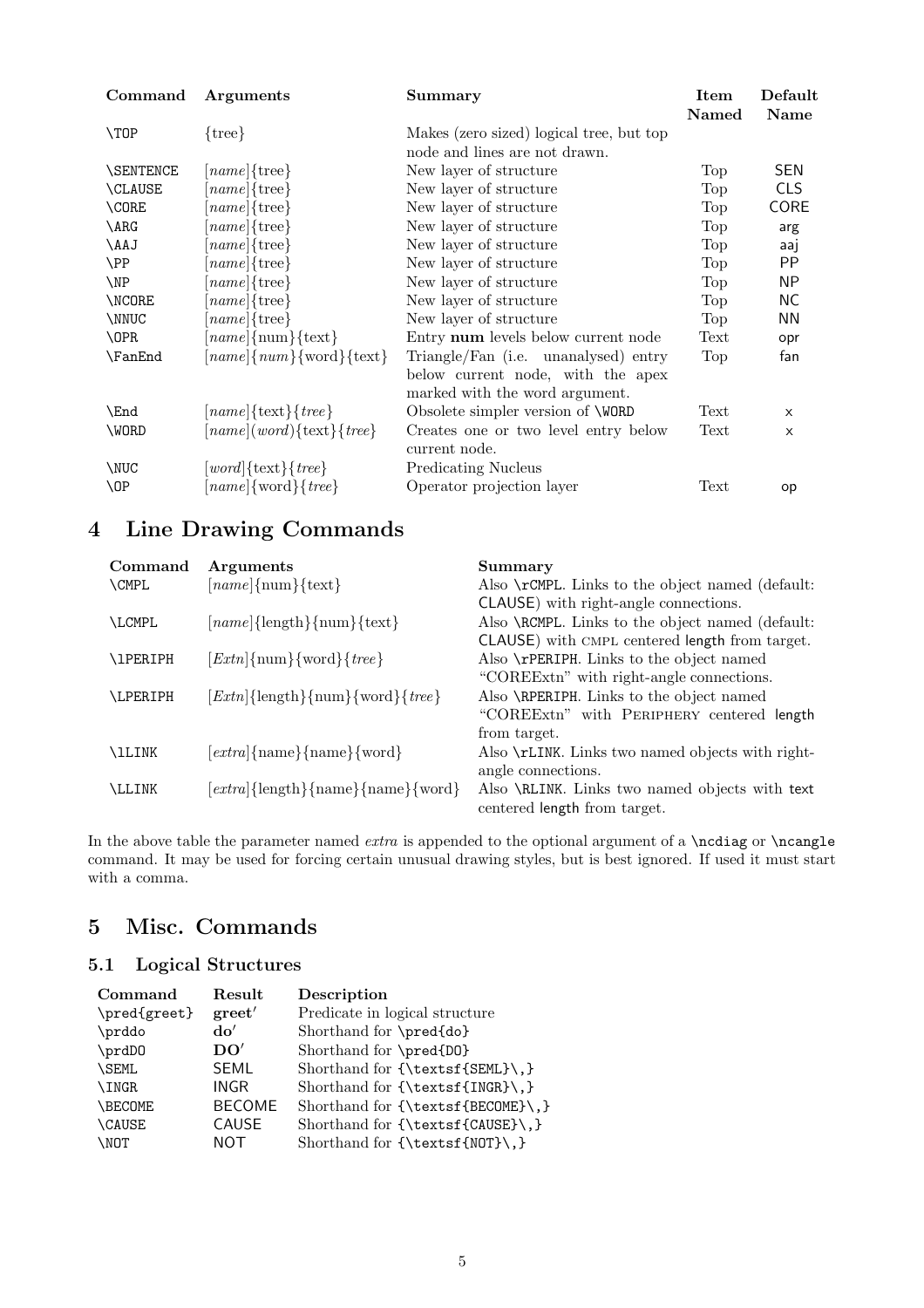| Command | Arguments | Summary | Item Named | Default Name |
|---|---|---|---|---|
| \TOP | {tree} | Makes (zero sized) logical tree, but top node and lines are not drawn. | | |
| \SENTENCE | [*name*]{tree} | New layer of structure | Top | SEN |
| \CLAUSE | [*name*]{tree} | New layer of structure | Top | CLS |
| \CORE | [*name*]{tree} | New layer of structure | Top | CORE |
| \ARG | [*name*]{tree} | New layer of structure | Top | arg |
| \AAJ | [*name*]{tree} | New layer of structure | Top | aaj |
| \PP | [*name*]{tree} | New layer of structure | Top | PP |
| \NP | [*name*]{tree} | New layer of structure | Top | NP |
| \NCORE | [*name*]{tree} | New layer of structure | Top | NC |
| \NNUC | [*name*]{tree} | New layer of structure | Top | NN |
| \OPR | [*name*]{num}{text} | Entry **num** levels below current node | Text | opr |
| \FanEnd | [*name*]{*num*}{word}{text} | Triangle/Fan (i.e. unanalysed) entry below current node, with the apex marked with the word argument. | Top | fan |
| \End | [*name*]{text}{*tree*} | Obsolete simpler version of \WORD | Text | x |
| \WORD | [*name*](*word*){text}{*tree*} | Creates one or two level entry below current node. | Text | x |
| \NUC | [*word*]{text}{*tree*} | Predicating Nucleus | | |
| \OP | [*name*]{word}{*tree*} | Operator projection layer | Text | op |

# 4 Line Drawing Commands

| Command | Arguments | Summary |
|---|---|---|
| \CMPL | [*name*]{num}{text} | Also \rCMPL. Links to the object named (default: CLAUSE) with right-angle connections. |
| \LCMPL | [*name*]{length}{num}{text} | Also \RCMPL. Links to the object named (default: CLAUSE) with CMPL centered length from target. |
| \lPERIPH | [*Extn*]{num}{word}{*tree*} | Also \rPERIPH. Links to the object named "COREExtn" with right-angle connections. |
| \LPERIPH | [*Extn*]{length}{num}{word}{*tree*} | Also \RPERIPH. Links to the object named "COREExtn" with PERIPHERY centered length from target. |
| \lLINK | [*extra*]{name}{name}{word} | Also \rLINK. Links two named objects with right-angle connections. |
| \LLINK | [*extra*]{length}{name}{name}{word} | Also \RLINK. Links two named objects with text centered length from target. |

In the above table the parameter named *extra* is appended to the optional argument of a \ncdiag or \ncangle command. It may be used for forcing certain unusual drawing styles, but is best ignored. If used it must start with a comma.

# 5 Misc. Commands

## 5.1 Logical Structures

| Command | Result | Description |
|---|---|---|
| \pred{greet} | **greet**′ | Predicate in logical structure |
| \prddo | **do**′ | Shorthand for \pred{do} |
| \prdDO | **DO**′ | Shorthand for \pred{DO} |
| \SEML | SEML | Shorthand for {\textsf{SEML}\,} |
| \INGR | INGR | Shorthand for {\textsf{INGR}\,} |
| \BECOME | BECOME | Shorthand for {\textsf{BECOME}\,} |
| \CAUSE | CAUSE | Shorthand for {\textsf{CAUSE}\,} |
| \NOT | NOT | Shorthand for {\textsf{NOT}\,} |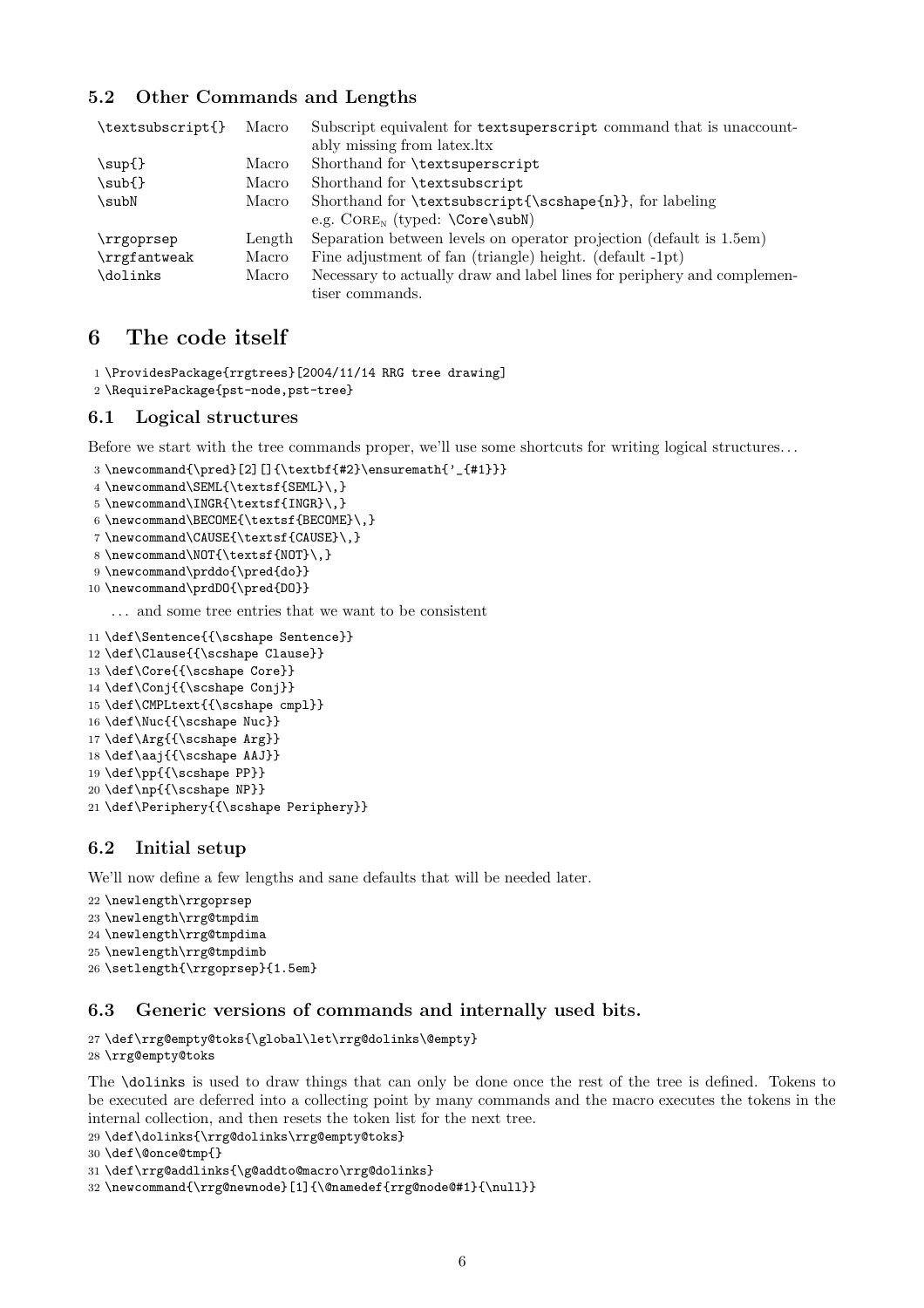### 5.2 Other Commands and Lengths

| | | |
|---|---|---|
| `\textsubscript{}` | Macro | Subscript equivalent for `textsuperscript` command that is unaccountably missing from latex.ltx |
| `\sup{}` | Macro | Shorthand for `\textsuperscript` |
| `\sub{}` | Macro | Shorthand for `\textsubscript` |
| `\subN` | Macro | Shorthand for `\textsubscript{\scshape{n}}`, for labeling e.g. CORE$_{\text{N}}$ (typed: `\Core\subN`) |
| `\rrgoprsep` | Length | Separation between levels on operator projection (default is 1.5em) |
| `\rrgfantweak` | Macro | Fine adjustment of fan (triangle) height. (default -1pt) |
| `\dolinks` | Macro | Necessary to actually draw and label lines for periphery and complementiser commands. |

# 6 The code itself

```
1 \ProvidesPackage{rrgtrees}[2004/11/14 RRG tree drawing]
2 \RequirePackage{pst-node,pst-tree}
```

## 6.1 Logical structures

Before we start with the tree commands proper, we'll use some shortcuts for writing logical structures…

```
3 \newcommand{\pred}[2][]{\textbf{#2}\ensuremath{'_{#1}}}
4 \newcommand\SEML{\textsf{SEML}\,}
5 \newcommand\INGR{\textsf{INGR}\,}
6 \newcommand\BECOME{\textsf{BECOME}\,}
7 \newcommand\CAUSE{\textsf{CAUSE}\,}
8 \newcommand\NOT{\textsf{NOT}\,}
9 \newcommand\prddo{\pred{do}}
10 \newcommand\prdDO{\pred{DO}}
```

… and some tree entries that we want to be consistent

```
11 \def\Sentence{{\scshape Sentence}}
12 \def\Clause{{\scshape Clause}}
13 \def\Core{{\scshape Core}}
14 \def\Conj{{\scshape Conj}}
15 \def\CMPLtext{{\scshape cmpl}}
16 \def\Nuc{{\scshape Nuc}}
17 \def\Arg{{\scshape Arg}}
18 \def\aaj{{\scshape AAJ}}
19 \def\pp{{\scshape PP}}
20 \def\np{{\scshape NP}}
21 \def\Periphery{{\scshape Periphery}}
```

## 6.2 Initial setup

We'll now define a few lengths and sane defaults that will be needed later.

```
22 \newlength\rrgoprsep
23 \newlength\rrg@tmpdim
24 \newlength\rrg@tmpdima
25 \newlength\rrg@tmpdimb
26 \setlength{\rrgoprsep}{1.5em}
```

## 6.3 Generic versions of commands and internally used bits.

```
27 \def\rrg@empty@toks{\global\let\rrg@dolinks\@empty}
28 \rrg@empty@toks
```

The `\dolinks` is used to draw things that can only be done once the rest of the tree is defined. Tokens to be executed are deferred into a collecting point by many commands and the macro executes the tokens in the internal collection, and then resets the token list for the next tree.

```
29 \def\dolinks{\rrg@dolinks\rrg@empty@toks}
30 \def\@once@tmp{}
31 \def\rrg@addlinks{\g@addto@macro\rrg@dolinks}
32 \newcommand{\rrg@newnode}[1]{\@namedef{rrg@node@#1}{\null}}
```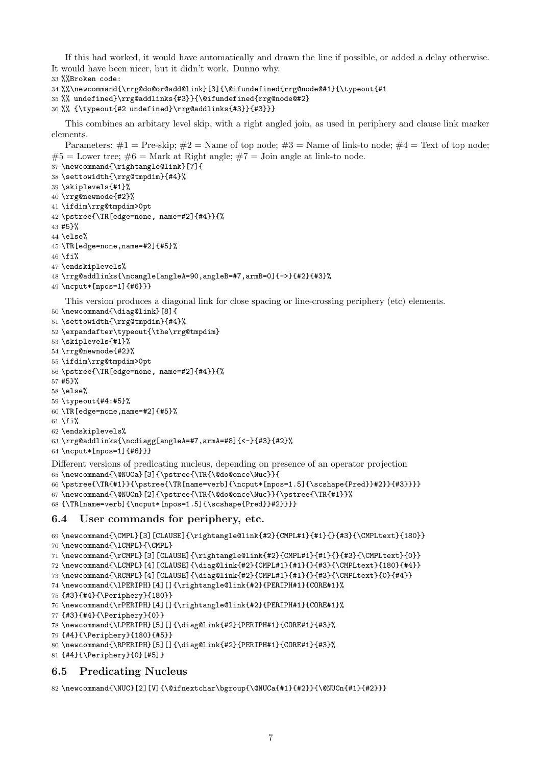If this had worked, it would have automatically and drawn the line if possible, or added a delay otherwise. It would have been nicer, but it didn't work. Dunno why.

```
33 %%Broken code:
34 %%\newcommand{\rrg@do@or@add@link}[3]{\@ifundefined{rrg@node@#1}{\typeout{#1
35 %% undefined}\rrg@addlinks{#3}}{\@ifundefined{rrg@node@#2}
36 %% {\typeout{#2 undefined}\rrg@addlinks{#3}}{#3}}}
```

This combines an arbitary level skip, with a right angled join, as used in periphery and clause link marker elements.

Parameters: #1 = Pre-skip; #2 = Name of top node; #3 = Name of link-to node; #4 = Text of top node; #5 = Lower tree; #6 = Mark at Right angle; #7 = Join angle at link-to node.

```
37 \newcommand{\rightangle@link}[7]{
38 \settowidth{\rrg@tmpdim}{#4}%
39 \skiplevels{#1}%
40 \rrg@newnode{#2}%
41 \ifdim\rrg@tmpdim>0pt
42 \pstree{\TR[edge=none, name=#2]{#4}}{%
43 #5}%
44 \else%
45 \TR[edge=none,name=#2]{#5}%
46 \fi%
47 \endskiplevels%
48 \rrg@addlinks{\ncangle[angleA=90,angleB=#7,armB=0]{->}{#2}{#3}%
49 \ncput*[npos=1]{#6}}}
```

This version produces a diagonal link for close spacing or line-crossing periphery (etc) elements.

```
50 \newcommand{\diag@link}[8]{
51 \settowidth{\rrg@tmpdim}{#4}%
52 \expandafter\typeout{\the\rrg@tmpdim}
53 \skiplevels{#1}%
54 \rrg@newnode{#2}%
55 \ifdim\rrg@tmpdim>0pt
56 \pstree{\TR[edge=none, name=#2]{#4}}{%
57 #5}%
58 \else%
59 \typeout{#4:#5}%
60 \TR[edge=none,name=#2]{#5}%
61 \fi%
62 \endskiplevels%
63 \rrg@addlinks{\ncdiagg[angleA=#7,armA=#8]{<-}{#3}{#2}%
64 \ncput*[npos=1]{#6}}}
```

Different versions of predicating nucleus, depending on presence of an operator projection

```
65 \newcommand{\@NUCa}[3]{\pstree{\TR{\@do@once\Nuc}}{
66 \pstree{\TR{#1}}{\pstree{\TR[name=verb]{\ncput*[npos=1.5]{\scshape{Pred}}#2}}{#3}}}}
67 \newcommand{\@NUCn}[2]{\pstree{\TR{\@do@once\Nuc}}{\pstree{\TR{#1}}%
68 {\TR[name=verb]{\ncput*[npos=1.5]{\scshape{Pred}}#2}}}}
```

## 6.4 User commands for periphery, etc.

```
69 \newcommand{\CMPL}[3][CLAUSE]{\rightangle@link{#2}{CMPL#1}{#1}{}{#3}{\CMPLtext}{180}}
70 \newcommand{\lCMPL}{\CMPL}
71 \newcommand{\rCMPL}[3][CLAUSE]{\rightangle@link{#2}{CMPL#1}{#1}{}{#3}{\CMPLtext}{0}}
72 \newcommand{\LCMPL}[4][CLAUSE]{\diag@link{#2}{CMPL#1}{#1}{}{#3}{\CMPLtext}{180}{#4}}
73 \newcommand{\RCMPL}[4][CLAUSE]{\diag@link{#2}{CMPL#1}{#1}{}{#3}{\CMPLtext}{0}{#4}}
74 \newcommand{\lPERIPH}[4][]{\rightangle@link{#2}{PERIPH#1}{CORE#1}%
75 {#3}{#4}{\Periphery}{180}}
76 \newcommand{\rPERIPH}[4][]{\rightangle@link{#2}{PERIPH#1}{CORE#1}%
77 {#3}{#4}{\Periphery}{0}}
78 \newcommand{\LPERIPH}[5][]{\diag@link{#2}{PERIPH#1}{CORE#1}{#3}%
79 {#4}{\Periphery}{180}{#5}}
80 \newcommand{\RPERIPH}[5][]{\diag@link{#2}{PERIPH#1}{CORE#1}{#3}%
81 {#4}{\Periphery}{0}[#5]}
```

## 6.5 Predicating Nucleus

```
82 \newcommand{\NUC}[2][V]{\@ifnextchar\bgroup{\@NUCa{#1}{#2}}{\@NUCn{#1}{#2}}}
```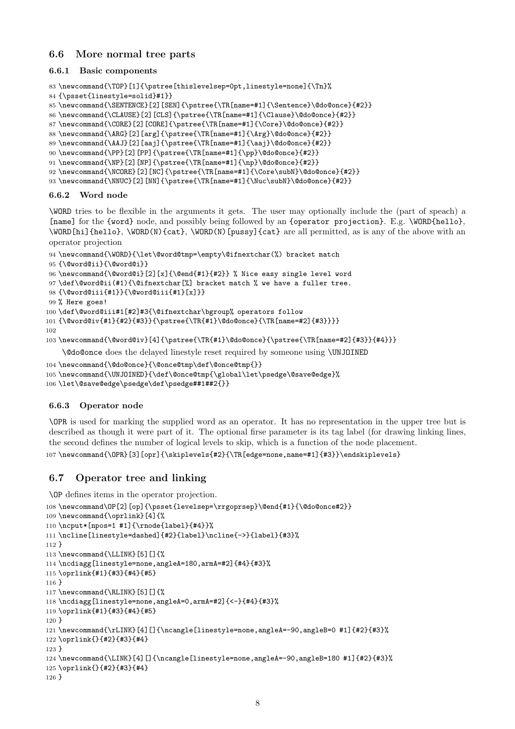## 6.6 More normal tree parts

### 6.6.1 Basic components

```
83 \newcommand{\TOP}[1]{\pstree[thislevelsep=0pt,linestyle=none]{\Tn}%
84 {\psset{linestyle=solid}#1}}
85 \newcommand{\SENTENCE}[2][SEN]{\pstree{\TR[name=#1]{\Sentence}\@do@once}{#2}}
86 \newcommand{\CLAUSE}[2][CLS]{\pstree{\TR[name=#1]{\Clause}\@do@once}{#2}}
87 \newcommand{\CORE}[2][CORE]{\pstree{\TR[name=#1]{\Core}\@do@once}{#2}}
88 \newcommand{\ARG}[2][arg]{\pstree{\TR[name=#1]{\Arg}\@do@once}{#2}}
89 \newcommand{\AAJ}[2][aaj]{\pstree{\TR[name=#1]{\aaj}\@do@once}{#2}}
90 \newcommand{\PP}[2][PP]{\pstree{\TR[name=#1]{\pp}\@do@once}{#2}}
91 \newcommand{\NP}[2][NP]{\pstree{\TR[name=#1]{\np}\@do@once}{#2}}
92 \newcommand{\NCORE}[2][NC]{\pstree{\TR[name=#1]{\Core\subN}\@do@once}{#2}}
93 \newcommand{\NNUC}[2][NN]{\pstree{\TR[name=#1]{\Nuc\subN}\@do@once}{#2}}
```

### 6.6.2 Word node

`\WORD` tries to be flexible in the arguments it gets. The user may optionally include the (part of speach) a `[name]` for the `{word}` node, and possibly being followed by an `{operator projection}`. E.g. `\WORD{hello}`, `\WORD[hi]{hello}`, `\WORD(N){cat}`, `\WORD(N)[pussy]{cat}` are all permitted, as is any of the above with an operator projection

```
94 \newcommand{\WORD}{\let\@word@tmp=\empty\@ifnextchar(%) bracket match
95 {\@word@ii}{\@word@i}}
96 \newcommand{\@word@i}[2][x]{\@end{#1}{#2}} % Nice easy single level word
97 \def\@word@ii(#1){\@ifnextchar[%] bracket match % we have a fuller tree.
98 {\@word@iii{#1}}{\@word@iii{#1}[x]}}
99 % Here goes!
100 \def\@word@iii#1[#2]#3{\@ifnextchar\bgroup% operators follow
101 {\@word@iv{#1}{#2}{#3}}{\pstree{\TR{#1}\@do@once}{\TR[name=#2]{#3}}}}
102
103 \newcommand{\@word@iv}[4]{\pstree{\TR{#1}\@do@once}{\pstree{\TR[name=#2]{#3}}{#4}}}
```

`\@do@once` does the delayed linestyle reset required by someone using `\UNJOINED`

```
104 \newcommand{\@do@once}{\@once@tmp\def\@once@tmp{}}
105 \newcommand{\UNJOINED}{\def\@once@tmp{\global\let\psedge\@save@edge}%
106 \let\@save@edge\psedge\def\psedge##1##2{}}
```

### 6.6.3 Operator node

`\OPR` is used for marking the supplied word as an operator. It has no representation in the upper tree but is described as though it were part of it. The optional firse parameter is its tag label (for drawing linking lines, the second defines the number of logical levels to skip, which is a function of the node placement.

```
107 \newcommand{\OPR}[3][opr]{\skiplevels{#2}{\TR[edge=none,name=#1]{#3}}\endskiplevels}
```

## 6.7 Operator tree and linking

`\OP` defines items in the operator projection.

```
108 \newcommand\OP[2][op]{\psset{levelsep=\rrgoprsep}\@end{#1}{\@do@once#2}}
109 \newcommand{\oprlink}[4]{%
110 \ncput*[npos=1 #1]{\rnode{label}{#4}}%
111 \ncline[linestyle=dashed]{#2}{label}\ncline{->}{label}{#3}%
112 }
113 \newcommand{\LLINK}[5][]{%
114 \ncdiagg[linestyle=none,angleA=180,armA=#2]{#4}{#3}%
115 \oprlink{#1}{#3}{#4}{#5}
116 }
117 \newcommand{\RLINK}[5][]{%
118 \ncdiagg[linestyle=none,angleA=0,armA=#2]{<-}{#4}{#3}%
119 \oprlink{#1}{#3}{#4}{#5}
120 }
121 \newcommand{\rLINK}[4][]{\ncangle[linestyle=none,angleA=-90,angleB=0 #1]{#2}{#3}%
122 \oprlink{}{#2}{#3}{#4}
123 }
124 \newcommand{\LINK}[4][]{\ncangle[linestyle=none,angleA=-90,angleB=180 #1]{#2}{#3}%
125 \oprlink{}{#2}{#3}{#4}
126 }
```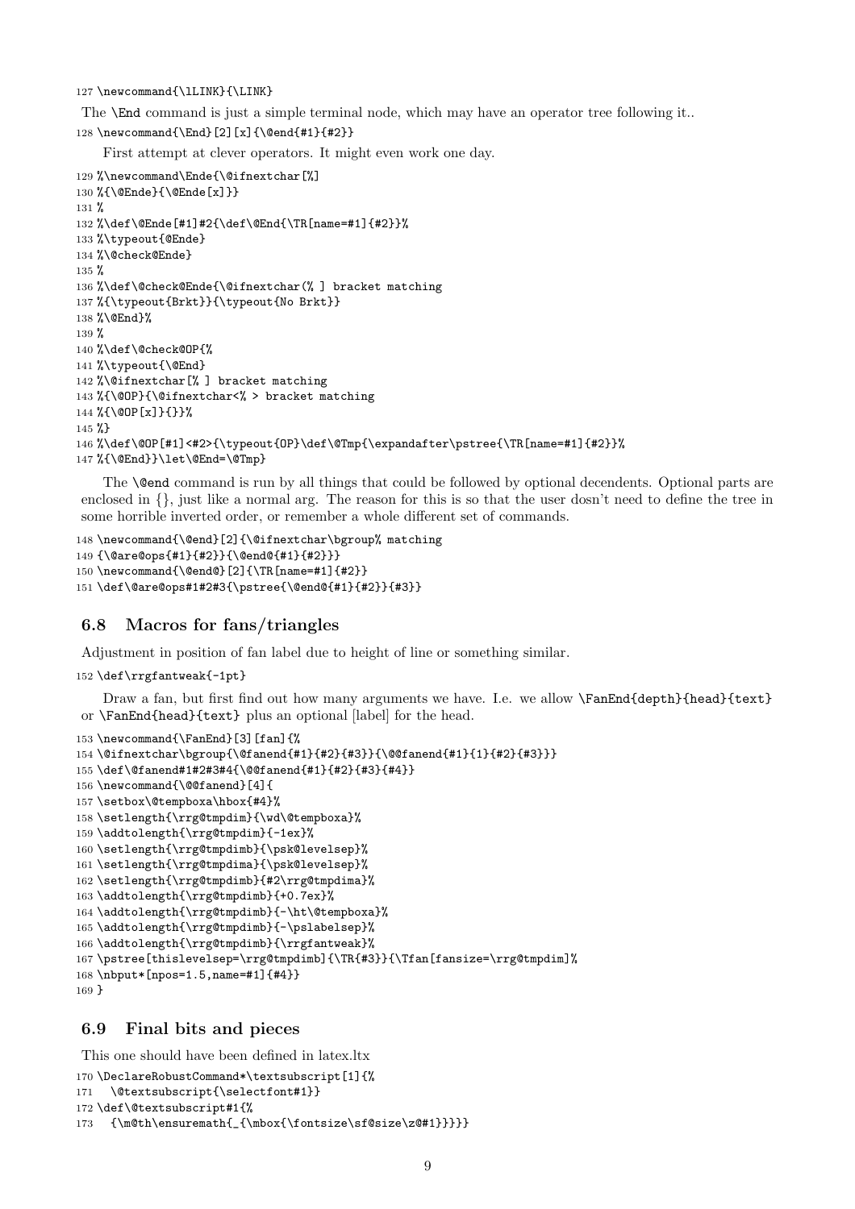```
127 \newcommand{\lLINK}{\LINK}
```

The `\End` command is just a simple terminal node, which may have an operator tree following it..

```
128 \newcommand{\End}[2][x]{\@end{#1}{#2}}
```

First attempt at clever operators. It might even work one day.

```
129 %\newcommand\Ende{\@ifnextchar[%]
130 %{\@Ende}{\@Ende[x]}}
131 %
132 %\def\@Ende[#1]#2{\def\@End{\TR[name=#1]{#2}}%
133 %\typeout{@Ende}
134 %\@check@Ende}
135 %
136 %\def\@check@Ende{\@ifnextchar(% ] bracket matching
137 %{\typeout{Brkt}}{\typeout{No Brkt}}
138 %\@End}%
139 %
140 %\def\@check@OP{%
141 %\typeout{\@End}
142 %\@ifnextchar[% ] bracket matching
143 %{\@OP}{\@ifnextchar<% > bracket matching
144 %{\@OP[x]}{}}%
145 %}
146 %\def\@OP[#1]<#2>{\typeout{OP}\def\@Tmp{\expandafter\pstree{\TR[name=#1]{#2}}%
147 %{\@End}}\let\@End=\@Tmp}
```

The `\@end` command is run by all things that could be followed by optional decendents. Optional parts are enclosed in {}, just like a normal arg. The reason for this is so that the user dosn't need to define the tree in some horrible inverted order, or remember a whole different set of commands.

```
148 \newcommand{\@end}[2]{\@ifnextchar\bgroup% matching
149 {\@are@ops{#1}{#2}}{\@end@{#1}{#2}}}
150 \newcommand{\@end@}[2]{\TR[name=#1]{#2}}
151 \def\@are@ops#1#2#3{\pstree{\@end@{#1}{#2}}{#3}}
```

## 6.8 Macros for fans/triangles

Adjustment in position of fan label due to height of line or something similar.

```
152 \def\rrgfantweak{-1pt}
```

Draw a fan, but first find out how many arguments we have. I.e. we allow `\FanEnd{depth}{head}{text}` or `\FanEnd{head}{text}` plus an optional [label] for the head.

```
153 \newcommand{\FanEnd}[3][fan]{%
154 \@ifnextchar\bgroup{\@fanend{#1}{#2}{#3}}{\@@fanend{#1}{1}{#2}{#3}}}
155 \def\@fanend#1#2#3#4{\@@fanend{#1}{#2}{#3}{#4}}
156 \newcommand{\@@fanend}[4]{
157 \setbox\@tempboxa\hbox{#4}%
158 \setlength{\rrg@tmpdim}{\wd\@tempboxa}%
159 \addtolength{\rrg@tmpdim}{-1ex}%
160 \setlength{\rrg@tmpdimb}{\psk@levelsep}%
161 \setlength{\rrg@tmpdima}{\psk@levelsep}%
162 \setlength{\rrg@tmpdimb}{#2\rrg@tmpdima}%
163 \addtolength{\rrg@tmpdimb}{+0.7ex}%
164 \addtolength{\rrg@tmpdimb}{-\ht\@tempboxa}%
165 \addtolength{\rrg@tmpdimb}{-\pslabelsep}%
166 \addtolength{\rrg@tmpdimb}{\rrgfantweak}%
167 \pstree[thislevelsep=\rrg@tmpdimb]{\TR{#3}}{\Tfan[fansize=\rrg@tmpdim]%
168 \nbput*[npos=1.5,name=#1]{#4}}
169 }
```

## 6.9 Final bits and pieces

This one should have been defined in latex.ltx

```
170 \DeclareRobustCommand*\textsubscript[1]{%
171   \@textsubscript{\selectfont#1}}
172 \def\@textsubscript#1{%
173   {\m@th\ensuremath{_{\mbox{\fontsize\sf@size\z@#1}}}}}
```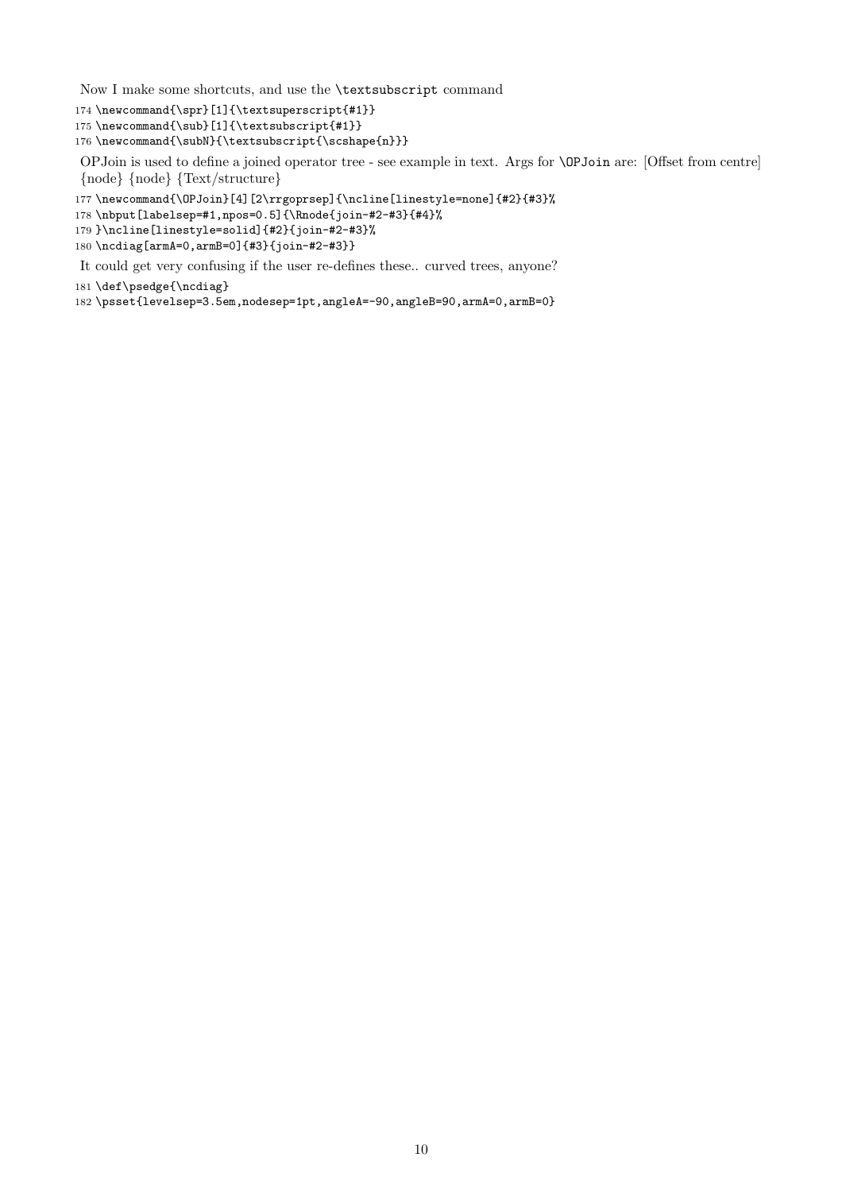Now I make some shortcuts, and use the `\textsubscript` command

```
174 \newcommand{\spr}[1]{\textsuperscript{#1}}
175 \newcommand{\sub}[1]{\textsubscript{#1}}
176 \newcommand{\subN}{\textsubscript{\scshape{n}}}
```

OPJoin is used to define a joined operator tree - see example in text. Args for `\OPJoin` are: [Offset from centre] {node} {node} {Text/structure}

```
177 \newcommand{\OPJoin}[4][2\rrgoprsep]{\ncline[linestyle=none]{#2}{#3}%
178 \nbput[labelsep=#1,npos=0.5]{\Rnode{join-#2-#3}{#4}%
179 }\ncline[linestyle=solid]{#2}{join-#2-#3}%
180 \ncdiag[armA=0,armB=0]{#3}{join-#2-#3}}
```

It could get very confusing if the user re-defines these.. curved trees, anyone?

```
181 \def\psedge{\ncdiag}
182 \psset{levelsep=3.5em,nodesep=1pt,angleA=-90,angleB=90,armA=0,armB=0}
```